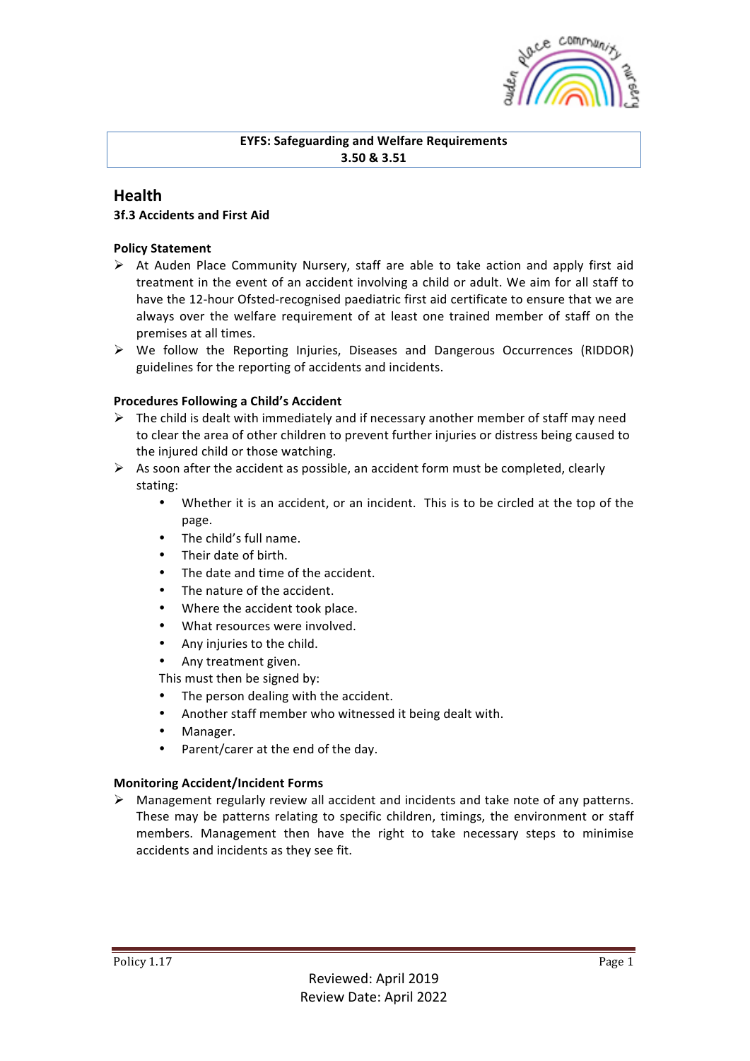**EYFS: Safeguarding and Welfare Requirements**
**3.50 & 3.51**

## Health

### 3f.3 Accidents and First Aid

**Policy Statement**

- At Auden Place Community Nursery, staff are able to take action and apply first aid treatment in the event of an accident involving a child or adult. We aim for all staff to have the 12-hour Ofsted-recognised paediatric first aid certificate to ensure that we are always over the welfare requirement of at least one trained member of staff on the premises at all times.
- We follow the Reporting Injuries, Diseases and Dangerous Occurrences (RIDDOR) guidelines for the reporting of accidents and incidents.

**Procedures Following a Child's Accident**

- The child is dealt with immediately and if necessary another member of staff may need to clear the area of other children to prevent further injuries or distress being caused to the injured child or those watching.
- As soon after the accident as possible, an accident form must be completed, clearly stating:
  - Whether it is an accident, or an incident. This is to be circled at the top of the page.
  - The child's full name.
  - Their date of birth.
  - The date and time of the accident.
  - The nature of the accident.
  - Where the accident took place.
  - What resources were involved.
  - Any injuries to the child.
  - Any treatment given.

  This must then be signed by:
  - The person dealing with the accident.
  - Another staff member who witnessed it being dealt with.
  - Manager.
  - Parent/carer at the end of the day.

**Monitoring Accident/Incident Forms**

- Management regularly review all accident and incidents and take note of any patterns. These may be patterns relating to specific children, timings, the environment or staff members. Management then have the right to take necessary steps to minimise accidents and incidents as they see fit.

Policy 1.17

Reviewed: April 2019
Review Date: April 2022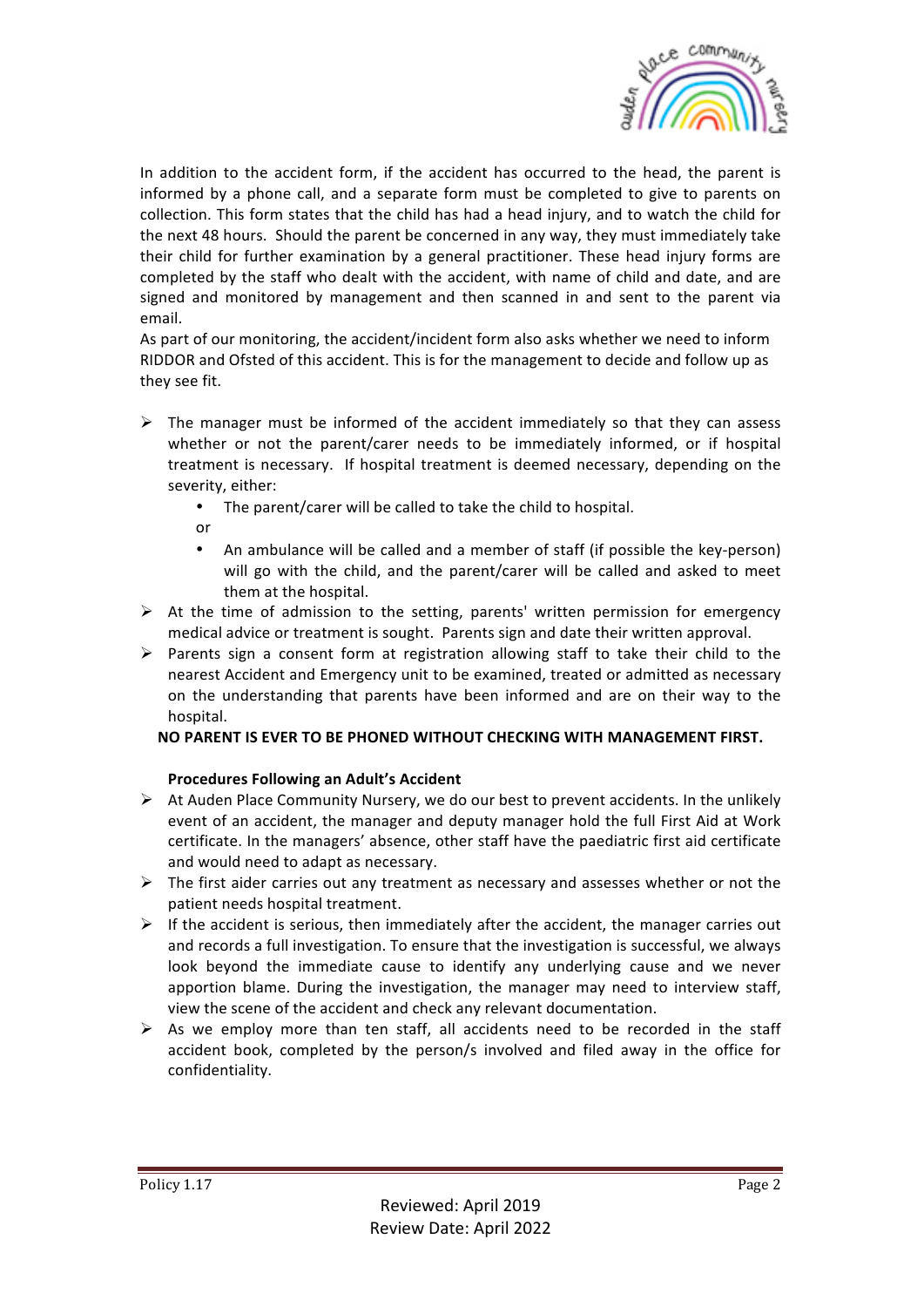In addition to the accident form, if the accident has occurred to the head, the parent is informed by a phone call, and a separate form must be completed to give to parents on collection. This form states that the child has had a head injury, and to watch the child for the next 48 hours. Should the parent be concerned in any way, they must immediately take their child for further examination by a general practitioner. These head injury forms are completed by the staff who dealt with the accident, with name of child and date, and are signed and monitored by management and then scanned in and sent to the parent via email.
As part of our monitoring, the accident/incident form also asks whether we need to inform RIDDOR and Ofsted of this accident. This is for the management to decide and follow up as they see fit.

- The manager must be informed of the accident immediately so that they can assess whether or not the parent/carer needs to be immediately informed, or if hospital treatment is necessary. If hospital treatment is deemed necessary, depending on the severity, either:
  - The parent/carer will be called to take the child to hospital.

  or
  - An ambulance will be called and a member of staff (if possible the key-person) will go with the child, and the parent/carer will be called and asked to meet them at the hospital.
- At the time of admission to the setting, parents' written permission for emergency medical advice or treatment is sought. Parents sign and date their written approval.
- Parents sign a consent form at registration allowing staff to take their child to the nearest Accident and Emergency unit to be examined, treated or admitted as necessary on the understanding that parents have been informed and are on their way to the hospital.

**NO PARENT IS EVER TO BE PHONED WITHOUT CHECKING WITH MANAGEMENT FIRST.**

**Procedures Following an Adult's Accident**

- At Auden Place Community Nursery, we do our best to prevent accidents. In the unlikely event of an accident, the manager and deputy manager hold the full First Aid at Work certificate. In the managers' absence, other staff have the paediatric first aid certificate and would need to adapt as necessary.
- The first aider carries out any treatment as necessary and assesses whether or not the patient needs hospital treatment.
- If the accident is serious, then immediately after the accident, the manager carries out and records a full investigation. To ensure that the investigation is successful, we always look beyond the immediate cause to identify any underlying cause and we never apportion blame. During the investigation, the manager may need to interview staff, view the scene of the accident and check any relevant documentation.
- As we employ more than ten staff, all accidents need to be recorded in the staff accident book, completed by the person/s involved and filed away in the office for confidentiality.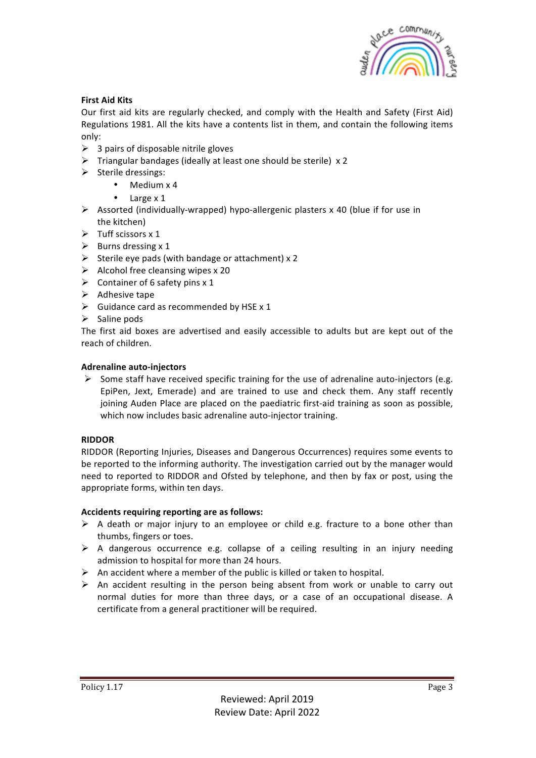**First Aid Kits**

Our first aid kits are regularly checked, and comply with the Health and Safety (First Aid) Regulations 1981. All the kits have a contents list in them, and contain the following items only:

- 3 pairs of disposable nitrile gloves
- Triangular bandages (ideally at least one should be sterile) x 2
- Sterile dressings:
  - Medium x 4
  - Large x 1
- Assorted (individually-wrapped) hypo-allergenic plasters x 40 (blue if for use in the kitchen)
- Tuff scissors x 1
- Burns dressing x 1
- Sterile eye pads (with bandage or attachment) x 2
- Alcohol free cleansing wipes x 20
- Container of 6 safety pins x 1
- Adhesive tape
- Guidance card as recommended by HSE x 1
- Saline pods

The first aid boxes are advertised and easily accessible to adults but are kept out of the reach of children.

**Adrenaline auto-injectors**

- Some staff have received specific training for the use of adrenaline auto-injectors (e.g. EpiPen, Jext, Emerade) and are trained to use and check them. Any staff recently joining Auden Place are placed on the paediatric first-aid training as soon as possible, which now includes basic adrenaline auto-injector training.

**RIDDOR**

RIDDOR (Reporting Injuries, Diseases and Dangerous Occurrences) requires some events to be reported to the informing authority. The investigation carried out by the manager would need to reported to RIDDOR and Ofsted by telephone, and then by fax or post, using the appropriate forms, within ten days.

**Accidents requiring reporting are as follows:**

- A death or major injury to an employee or child e.g. fracture to a bone other than thumbs, fingers or toes.
- A dangerous occurrence e.g. collapse of a ceiling resulting in an injury needing admission to hospital for more than 24 hours.
- An accident where a member of the public is killed or taken to hospital.
- An accident resulting in the person being absent from work or unable to carry out normal duties for more than three days, or a case of an occupational disease. A certificate from a general practitioner will be required.

Reviewed: April 2019
Review Date: April 2022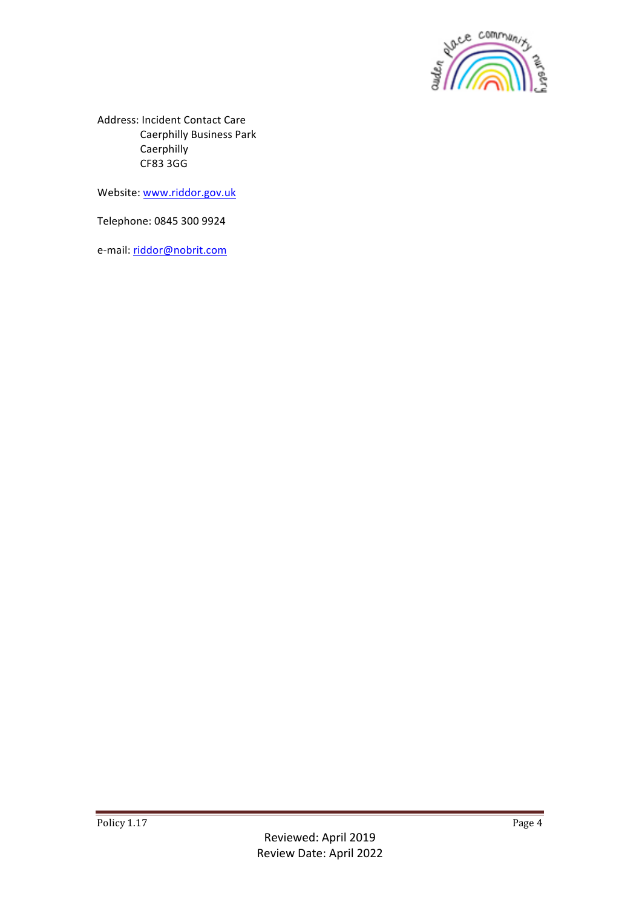Address: Incident Contact Care
Caerphilly Business Park
Caerphilly
CF83 3GG

Website: www.riddor.gov.uk

Telephone: 0845 300 9924

e-mail: riddor@nobrit.com